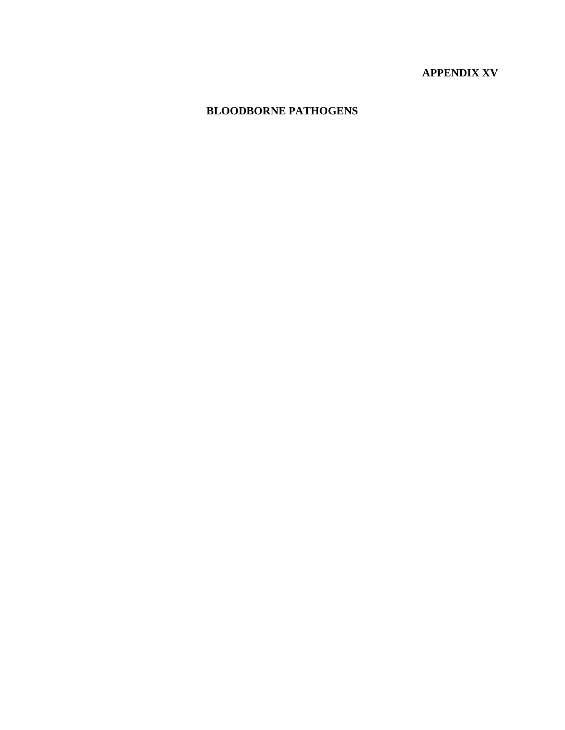**APPENDIX XV**

# BLOODBORNE PATHOGENS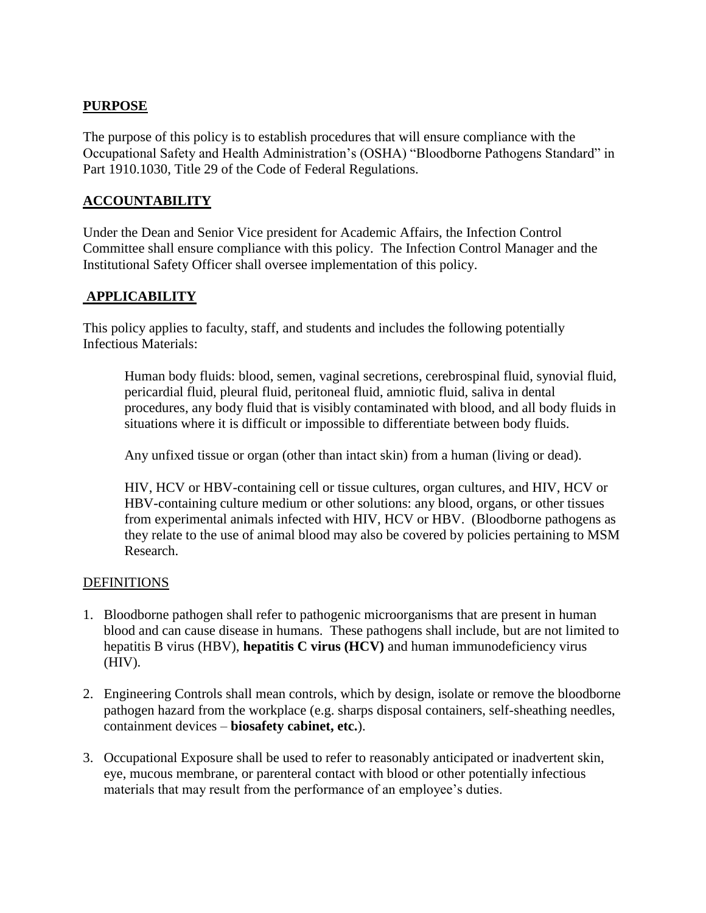## PURPOSE

The purpose of this policy is to establish procedures that will ensure compliance with the Occupational Safety and Health Administration's (OSHA) "Bloodborne Pathogens Standard" in Part 1910.1030, Title 29 of the Code of Federal Regulations.

## ACCOUNTABILITY

Under the Dean and Senior Vice president for Academic Affairs, the Infection Control Committee shall ensure compliance with this policy. The Infection Control Manager and the Institutional Safety Officer shall oversee implementation of this policy.

## APPLICABILITY

This policy applies to faculty, staff, and students and includes the following potentially Infectious Materials:

> Human body fluids: blood, semen, vaginal secretions, cerebrospinal fluid, synovial fluid, pericardial fluid, pleural fluid, peritoneal fluid, amniotic fluid, saliva in dental procedures, any body fluid that is visibly contaminated with blood, and all body fluids in situations where it is difficult or impossible to differentiate between body fluids.
>
> Any unfixed tissue or organ (other than intact skin) from a human (living or dead).
>
> HIV, HCV or HBV-containing cell or tissue cultures, organ cultures, and HIV, HCV or HBV-containing culture medium or other solutions: any blood, organs, or other tissues from experimental animals infected with HIV, HCV or HBV. (Bloodborne pathogens as they relate to the use of animal blood may also be covered by policies pertaining to MSM Research.

## DEFINITIONS

1. Bloodborne pathogen shall refer to pathogenic microorganisms that are present in human blood and can cause disease in humans. These pathogens shall include, but are not limited to hepatitis B virus (HBV), **hepatitis C virus (HCV)** and human immunodeficiency virus (HIV).

2. Engineering Controls shall mean controls, which by design, isolate or remove the bloodborne pathogen hazard from the workplace (e.g. sharps disposal containers, self-sheathing needles, containment devices – **biosafety cabinet, etc.**).

3. Occupational Exposure shall be used to refer to reasonably anticipated or inadvertent skin, eye, mucous membrane, or parenteral contact with blood or other potentially infectious materials that may result from the performance of an employee's duties.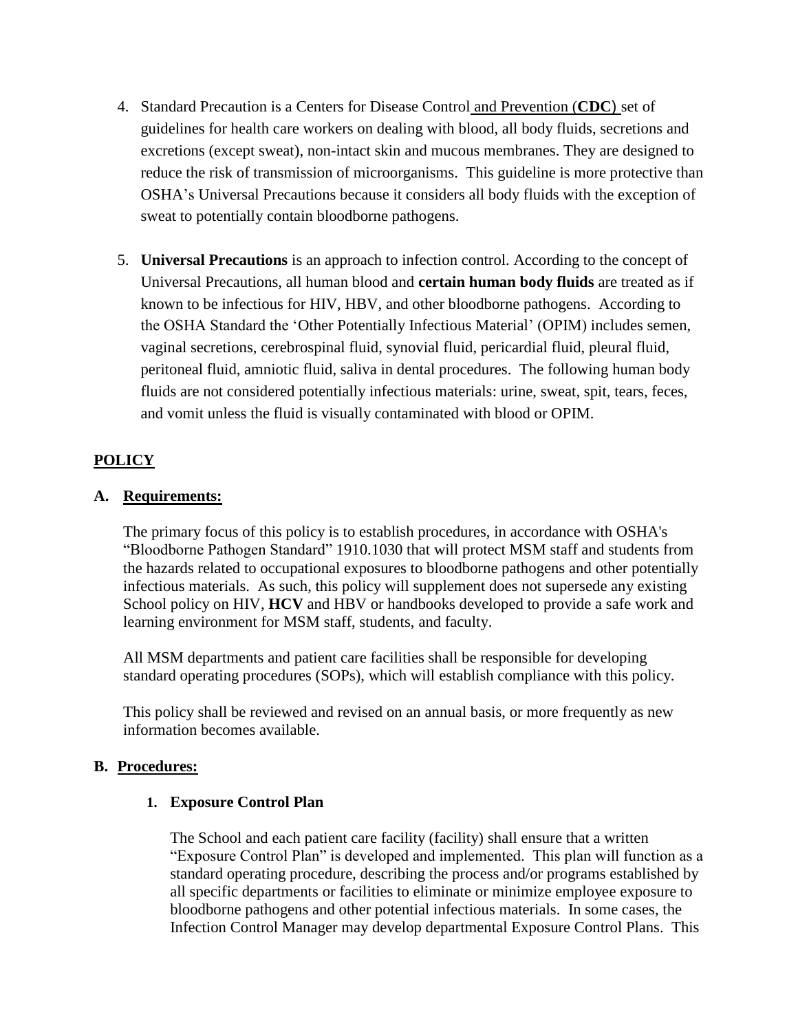4. Standard Precaution is a Centers for Disease Control and Prevention (**CDC**) set of guidelines for health care workers on dealing with blood, all body fluids, secretions and excretions (except sweat), non-intact skin and mucous membranes. They are designed to reduce the risk of transmission of microorganisms. This guideline is more protective than OSHA's Universal Precautions because it considers all body fluids with the exception of sweat to potentially contain bloodborne pathogens.

5. **Universal Precautions** is an approach to infection control. According to the concept of Universal Precautions, all human blood and **certain human body fluids** are treated as if known to be infectious for HIV, HBV, and other bloodborne pathogens. According to the OSHA Standard the 'Other Potentially Infectious Material' (OPIM) includes semen, vaginal secretions, cerebrospinal fluid, synovial fluid, pericardial fluid, pleural fluid, peritoneal fluid, amniotic fluid, saliva in dental procedures. The following human body fluids are not considered potentially infectious materials: urine, sweat, spit, tears, feces, and vomit unless the fluid is visually contaminated with blood or OPIM.

## POLICY

### A. Requirements:

The primary focus of this policy is to establish procedures, in accordance with OSHA's "Bloodborne Pathogen Standard" 1910.1030 that will protect MSM staff and students from the hazards related to occupational exposures to bloodborne pathogens and other potentially infectious materials. As such, this policy will supplement does not supersede any existing School policy on HIV, **HCV** and HBV or handbooks developed to provide a safe work and learning environment for MSM staff, students, and faculty.

All MSM departments and patient care facilities shall be responsible for developing standard operating procedures (SOPs), which will establish compliance with this policy.

This policy shall be reviewed and revised on an annual basis, or more frequently as new information becomes available.

### B. Procedures:

#### 1. Exposure Control Plan

The School and each patient care facility (facility) shall ensure that a written "Exposure Control Plan" is developed and implemented. This plan will function as a standard operating procedure, describing the process and/or programs established by all specific departments or facilities to eliminate or minimize employee exposure to bloodborne pathogens and other potential infectious materials. In some cases, the Infection Control Manager may develop departmental Exposure Control Plans. This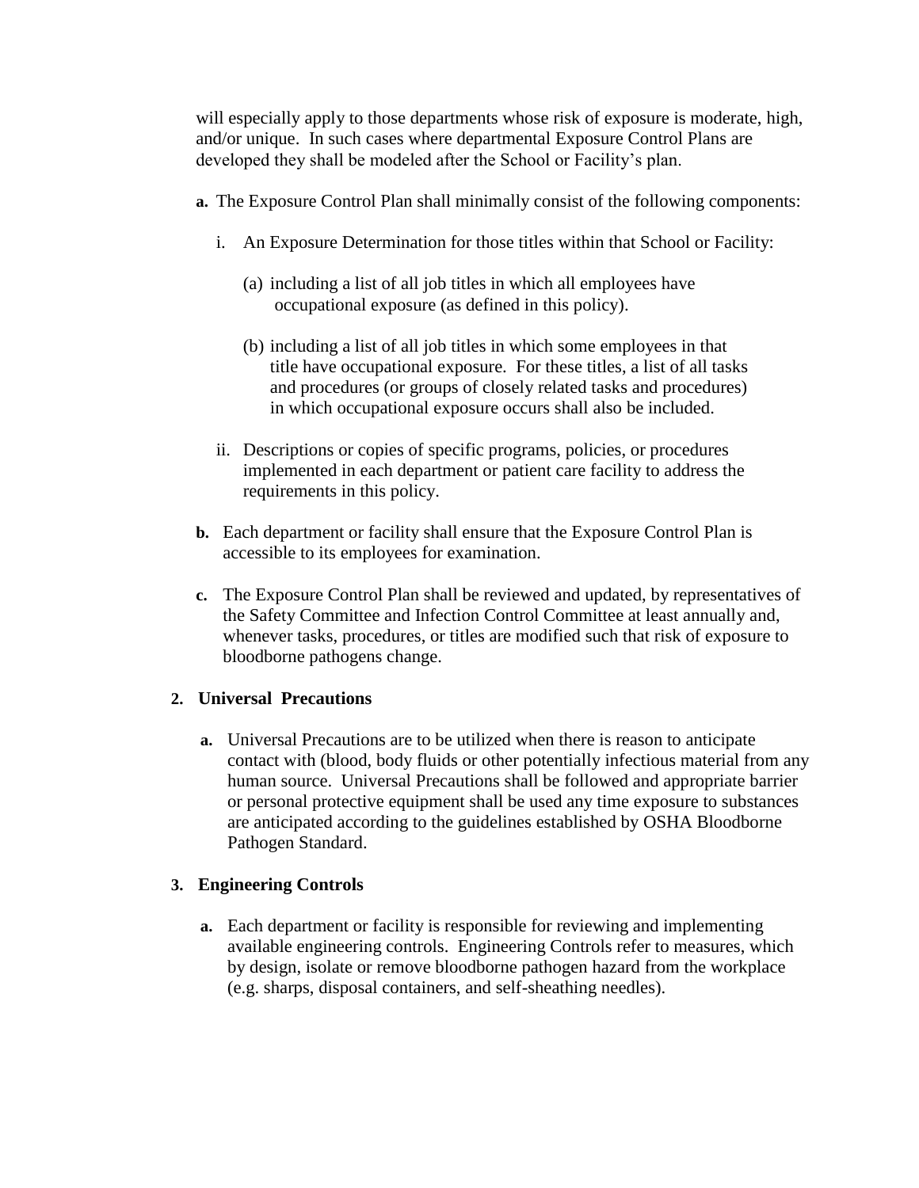will especially apply to those departments whose risk of exposure is moderate, high, and/or unique. In such cases where departmental Exposure Control Plans are developed they shall be modeled after the School or Facility's plan.

**a.** The Exposure Control Plan shall minimally consist of the following components:

i. An Exposure Determination for those titles within that School or Facility:

(a) including a list of all job titles in which all employees have occupational exposure (as defined in this policy).

(b) including a list of all job titles in which some employees in that title have occupational exposure. For these titles, a list of all tasks and procedures (or groups of closely related tasks and procedures) in which occupational exposure occurs shall also be included.

ii. Descriptions or copies of specific programs, policies, or procedures implemented in each department or patient care facility to address the requirements in this policy.

**b.** Each department or facility shall ensure that the Exposure Control Plan is accessible to its employees for examination.

**c.** The Exposure Control Plan shall be reviewed and updated, by representatives of the Safety Committee and Infection Control Committee at least annually and, whenever tasks, procedures, or titles are modified such that risk of exposure to bloodborne pathogens change.

**2. Universal Precautions**

**a.** Universal Precautions are to be utilized when there is reason to anticipate contact with (blood, body fluids or other potentially infectious material from any human source. Universal Precautions shall be followed and appropriate barrier or personal protective equipment shall be used any time exposure to substances are anticipated according to the guidelines established by OSHA Bloodborne Pathogen Standard.

**3. Engineering Controls**

**a.** Each department or facility is responsible for reviewing and implementing available engineering controls. Engineering Controls refer to measures, which by design, isolate or remove bloodborne pathogen hazard from the workplace (e.g. sharps, disposal containers, and self-sheathing needles).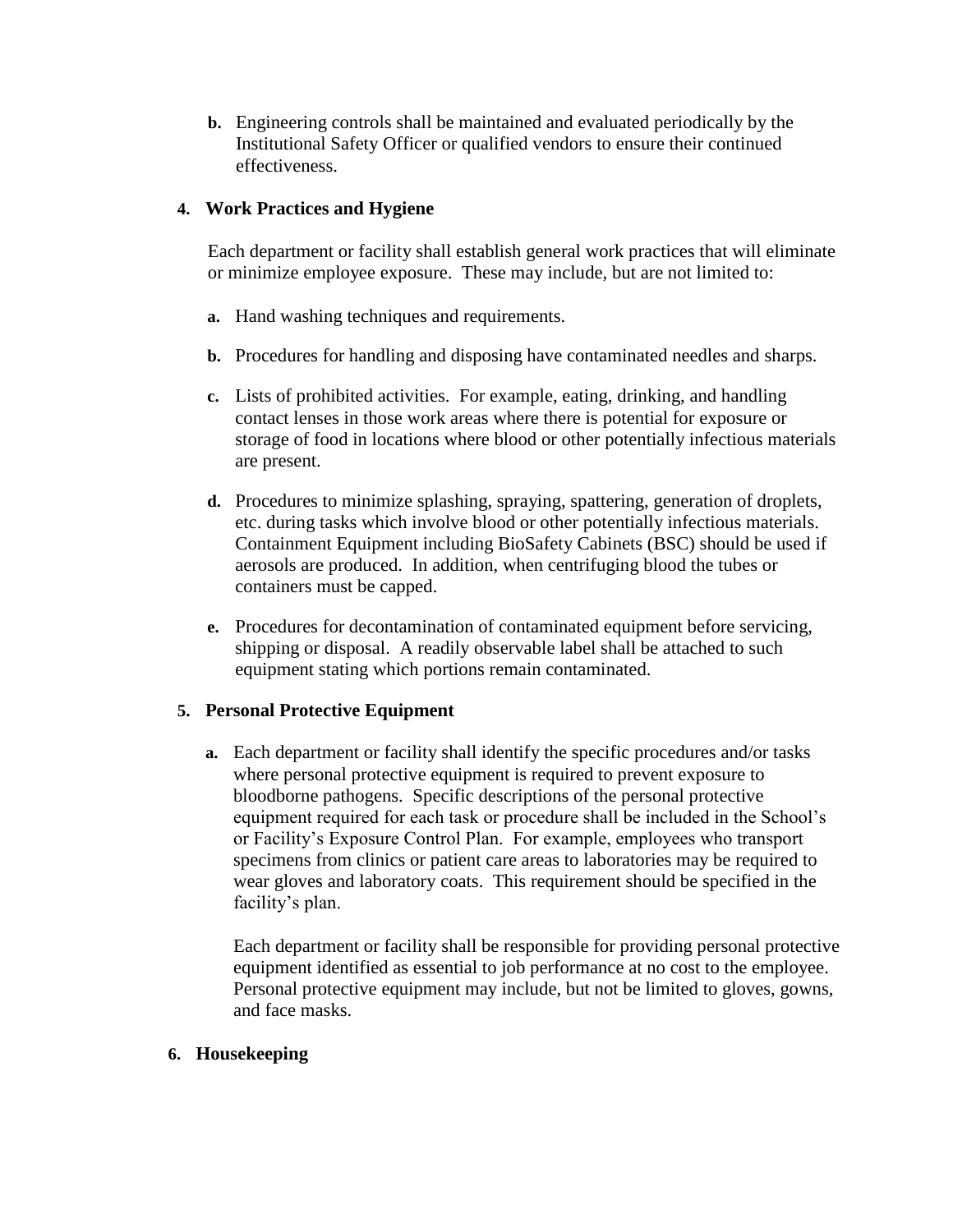**b.** Engineering controls shall be maintained and evaluated periodically by the Institutional Safety Officer or qualified vendors to ensure their continued effectiveness.

**4. Work Practices and Hygiene**

Each department or facility shall establish general work practices that will eliminate or minimize employee exposure. These may include, but are not limited to:

**a.** Hand washing techniques and requirements.

**b.** Procedures for handling and disposing have contaminated needles and sharps.

**c.** Lists of prohibited activities. For example, eating, drinking, and handling contact lenses in those work areas where there is potential for exposure or storage of food in locations where blood or other potentially infectious materials are present.

**d.** Procedures to minimize splashing, spraying, spattering, generation of droplets, etc. during tasks which involve blood or other potentially infectious materials. Containment Equipment including BioSafety Cabinets (BSC) should be used if aerosols are produced. In addition, when centrifuging blood the tubes or containers must be capped.

**e.** Procedures for decontamination of contaminated equipment before servicing, shipping or disposal. A readily observable label shall be attached to such equipment stating which portions remain contaminated.

**5. Personal Protective Equipment**

**a.** Each department or facility shall identify the specific procedures and/or tasks where personal protective equipment is required to prevent exposure to bloodborne pathogens. Specific descriptions of the personal protective equipment required for each task or procedure shall be included in the School's or Facility's Exposure Control Plan. For example, employees who transport specimens from clinics or patient care areas to laboratories may be required to wear gloves and laboratory coats. This requirement should be specified in the facility's plan.

Each department or facility shall be responsible for providing personal protective equipment identified as essential to job performance at no cost to the employee. Personal protective equipment may include, but not be limited to gloves, gowns, and face masks.

**6. Housekeeping**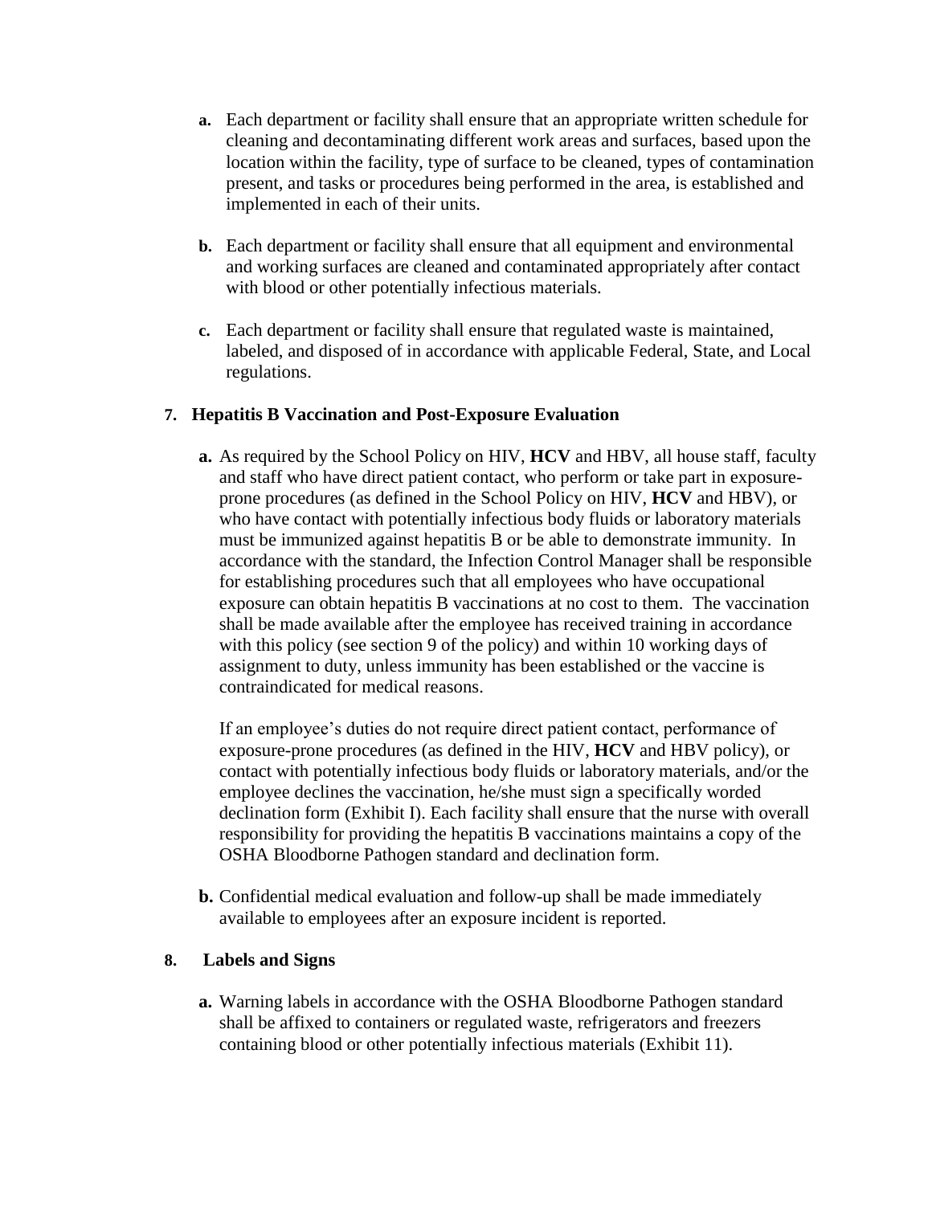**a.** Each department or facility shall ensure that an appropriate written schedule for cleaning and decontaminating different work areas and surfaces, based upon the location within the facility, type of surface to be cleaned, types of contamination present, and tasks or procedures being performed in the area, is established and implemented in each of their units.

**b.** Each department or facility shall ensure that all equipment and environmental and working surfaces are cleaned and contaminated appropriately after contact with blood or other potentially infectious materials.

**c.** Each department or facility shall ensure that regulated waste is maintained, labeled, and disposed of in accordance with applicable Federal, State, and Local regulations.

**7. Hepatitis B Vaccination and Post-Exposure Evaluation**

**a.** As required by the School Policy on HIV, **HCV** and HBV, all house staff, faculty and staff who have direct patient contact, who perform or take part in exposure-prone procedures (as defined in the School Policy on HIV, **HCV** and HBV), or who have contact with potentially infectious body fluids or laboratory materials must be immunized against hepatitis B or be able to demonstrate immunity. In accordance with the standard, the Infection Control Manager shall be responsible for establishing procedures such that all employees who have occupational exposure can obtain hepatitis B vaccinations at no cost to them. The vaccination shall be made available after the employee has received training in accordance with this policy (see section 9 of the policy) and within 10 working days of assignment to duty, unless immunity has been established or the vaccine is contraindicated for medical reasons.

If an employee's duties do not require direct patient contact, performance of exposure-prone procedures (as defined in the HIV, **HCV** and HBV policy), or contact with potentially infectious body fluids or laboratory materials, and/or the employee declines the vaccination, he/she must sign a specifically worded declination form (Exhibit I). Each facility shall ensure that the nurse with overall responsibility for providing the hepatitis B vaccinations maintains a copy of the OSHA Bloodborne Pathogen standard and declination form.

**b.** Confidential medical evaluation and follow-up shall be made immediately available to employees after an exposure incident is reported.

**8. Labels and Signs**

**a.** Warning labels in accordance with the OSHA Bloodborne Pathogen standard shall be affixed to containers or regulated waste, refrigerators and freezers containing blood or other potentially infectious materials (Exhibit 11).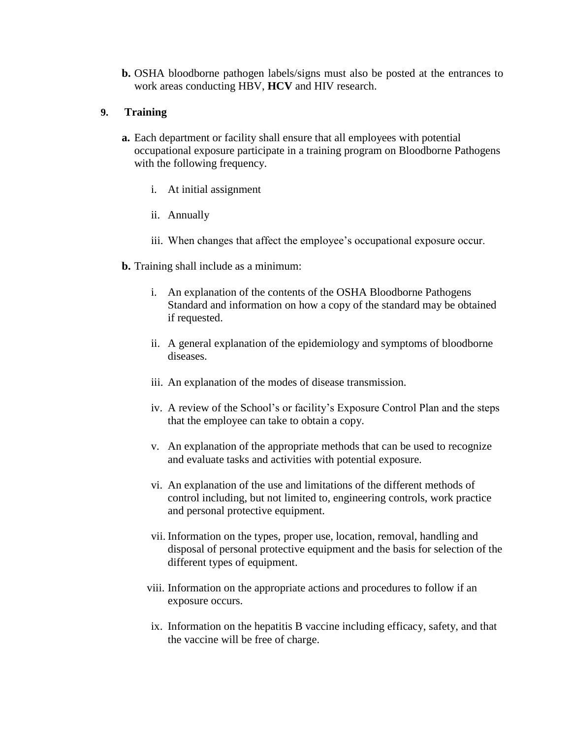**b.** OSHA bloodborne pathogen labels/signs must also be posted at the entrances to work areas conducting HBV, **HCV** and HIV research.

## 9. Training

**a.** Each department or facility shall ensure that all employees with potential occupational exposure participate in a training program on Bloodborne Pathogens with the following frequency.

i. At initial assignment

ii. Annually

iii. When changes that affect the employee's occupational exposure occur.

**b.** Training shall include as a minimum:

i. An explanation of the contents of the OSHA Bloodborne Pathogens Standard and information on how a copy of the standard may be obtained if requested.

ii. A general explanation of the epidemiology and symptoms of bloodborne diseases.

iii. An explanation of the modes of disease transmission.

iv. A review of the School's or facility's Exposure Control Plan and the steps that the employee can take to obtain a copy.

v. An explanation of the appropriate methods that can be used to recognize and evaluate tasks and activities with potential exposure.

vi. An explanation of the use and limitations of the different methods of control including, but not limited to, engineering controls, work practice and personal protective equipment.

vii. Information on the types, proper use, location, removal, handling and disposal of personal protective equipment and the basis for selection of the different types of equipment.

viii. Information on the appropriate actions and procedures to follow if an exposure occurs.

ix. Information on the hepatitis B vaccine including efficacy, safety, and that the vaccine will be free of charge.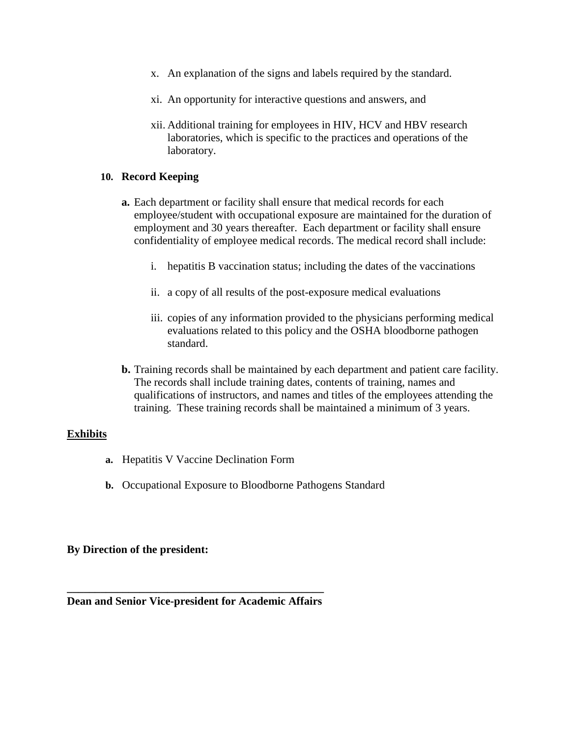x. An explanation of the signs and labels required by the standard.

xi. An opportunity for interactive questions and answers, and

xii. Additional training for employees in HIV, HCV and HBV research laboratories, which is specific to the practices and operations of the laboratory.

**10. Record Keeping**

**a.** Each department or facility shall ensure that medical records for each employee/student with occupational exposure are maintained for the duration of employment and 30 years thereafter. Each department or facility shall ensure confidentiality of employee medical records. The medical record shall include:

i. hepatitis B vaccination status; including the dates of the vaccinations

ii. a copy of all results of the post-exposure medical evaluations

iii. copies of any information provided to the physicians performing medical evaluations related to this policy and the OSHA bloodborne pathogen standard.

**b.** Training records shall be maintained by each department and patient care facility. The records shall include training dates, contents of training, names and qualifications of instructors, and names and titles of the employees attending the training. These training records shall be maintained a minimum of 3 years.

**Exhibits**

**a.** Hepatitis V Vaccine Declination Form

**b.** Occupational Exposure to Bloodborne Pathogens Standard

**By Direction of the president:**

______________________________________________

**Dean and Senior Vice-president for Academic Affairs**